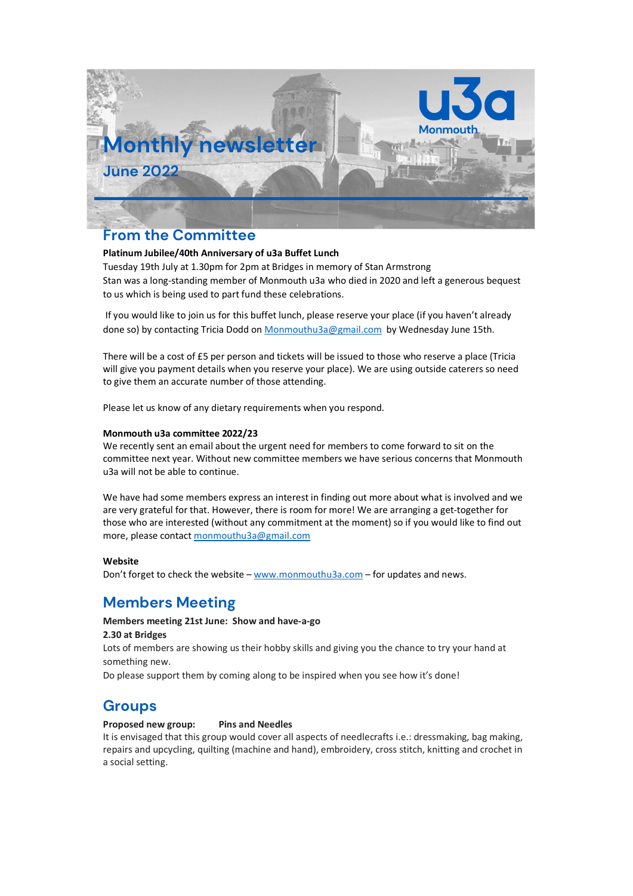# Monthly newsletter

June 2022

u3a Monmouth

## From the Committee

**Platinum Jubilee/40th Anniversary of u3a Buffet Lunch**

Tuesday 19th July at 1.30pm for 2pm at Bridges in memory of Stan Armstrong

Stan was a long-standing member of Monmouth u3a who died in 2020 and left a generous bequest to us which is being used to part fund these celebrations.

If you would like to join us for this buffet lunch, please reserve your place (if you haven't already done so) by contacting Tricia Dodd on Monmouthu3a@gmail.com by Wednesday June 15th.

There will be a cost of £5 per person and tickets will be issued to those who reserve a place (Tricia will give you payment details when you reserve your place). We are using outside caterers so need to give them an accurate number of those attending.

Please let us know of any dietary requirements when you respond.

**Monmouth u3a committee 2022/23**

We recently sent an email about the urgent need for members to come forward to sit on the committee next year. Without new committee members we have serious concerns that Monmouth u3a will not be able to continue.

We have had some members express an interest in finding out more about what is involved and we are very grateful for that. However, there is room for more! We are arranging a get-together for those who are interested (without any commitment at the moment) so if you would like to find out more, please contact monmouthu3a@gmail.com

**Website**

Don't forget to check the website – www.monmouthu3a.com – for updates and news.

## Members Meeting

**Members meeting 21st June: Show and have-a-go**

**2.30 at Bridges**

Lots of members are showing us their hobby skills and giving you the chance to try your hand at something new.

Do please support them by coming along to be inspired when you see how it's done!

## Groups

**Proposed new group: Pins and Needles**

It is envisaged that this group would cover all aspects of needlecrafts i.e.: dressmaking, bag making, repairs and upcycling, quilting (machine and hand), embroidery, cross stitch, knitting and crochet in a social setting.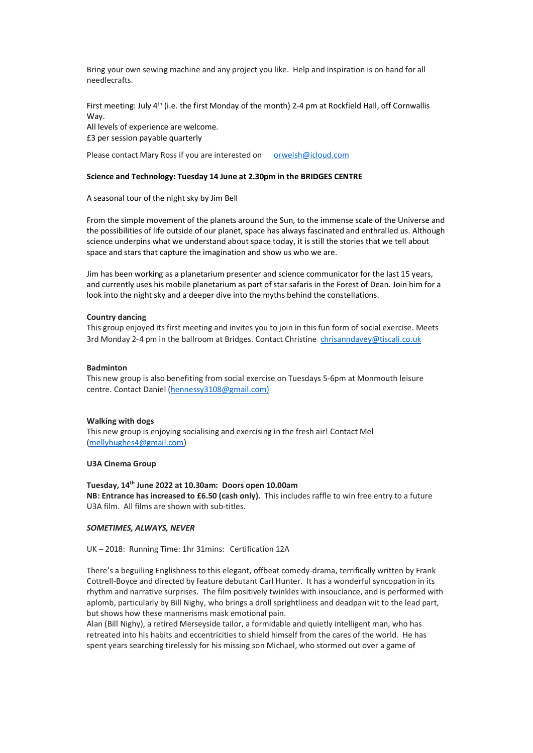Bring your own sewing machine and any project you like. Help and inspiration is on hand for all needlecrafts.

First meeting: July 4th (i.e. the first Monday of the month) 2-4 pm at Rockfield Hall, off Cornwallis Way.
All levels of experience are welcome.
£3 per session payable quarterly

Please contact Mary Ross if you are interested on orwelsh@icloud.com

**Science and Technology: Tuesday 14 June at 2.30pm in the BRIDGES CENTRE**

A seasonal tour of the night sky by Jim Bell

From the simple movement of the planets around the Sun, to the immense scale of the Universe and the possibilities of life outside of our planet, space has always fascinated and enthralled us. Although science underpins what we understand about space today, it is still the stories that we tell about space and stars that capture the imagination and show us who we are.

Jim has been working as a planetarium presenter and science communicator for the last 15 years, and currently uses his mobile planetarium as part of star safaris in the Forest of Dean. Join him for a look into the night sky and a deeper dive into the myths behind the constellations.

**Country dancing**
This group enjoyed its first meeting and invites you to join in this fun form of social exercise. Meets 3rd Monday 2-4 pm in the ballroom at Bridges. Contact Christine chrisanndavey@tiscali.co.uk

**Badminton**
This new group is also benefiting from social exercise on Tuesdays 5-6pm at Monmouth leisure centre. Contact Daniel (hennessy3108@gmail.com)

**Walking with dogs**
This new group is enjoying socialising and exercising in the fresh air! Contact Mel (mellyhughes4@gmail.com)

**U3A Cinema Group**

**Tuesday, 14th June 2022 at 10.30am: Doors open 10.00am**
**NB: Entrance has increased to £6.50 (cash only).** This includes raffle to win free entry to a future U3A film. All films are shown with sub-titles.

***SOMETIMES, ALWAYS, NEVER***

UK – 2018: Running Time: 1hr 31mins: Certification 12A

There's a beguiling Englishness to this elegant, offbeat comedy-drama, terrifically written by Frank Cottrell-Boyce and directed by feature debutant Carl Hunter. It has a wonderful syncopation in its rhythm and narrative surprises. The film positively twinkles with insouciance, and is performed with aplomb, particularly by Bill Nighy, who brings a droll sprightliness and deadpan wit to the lead part, but shows how these mannerisms mask emotional pain.
Alan (Bill Nighy), a retired Merseyside tailor, a formidable and quietly intelligent man, who has retreated into his habits and eccentricities to shield himself from the cares of the world. He has spent years searching tirelessly for his missing son Michael, who stormed out over a game of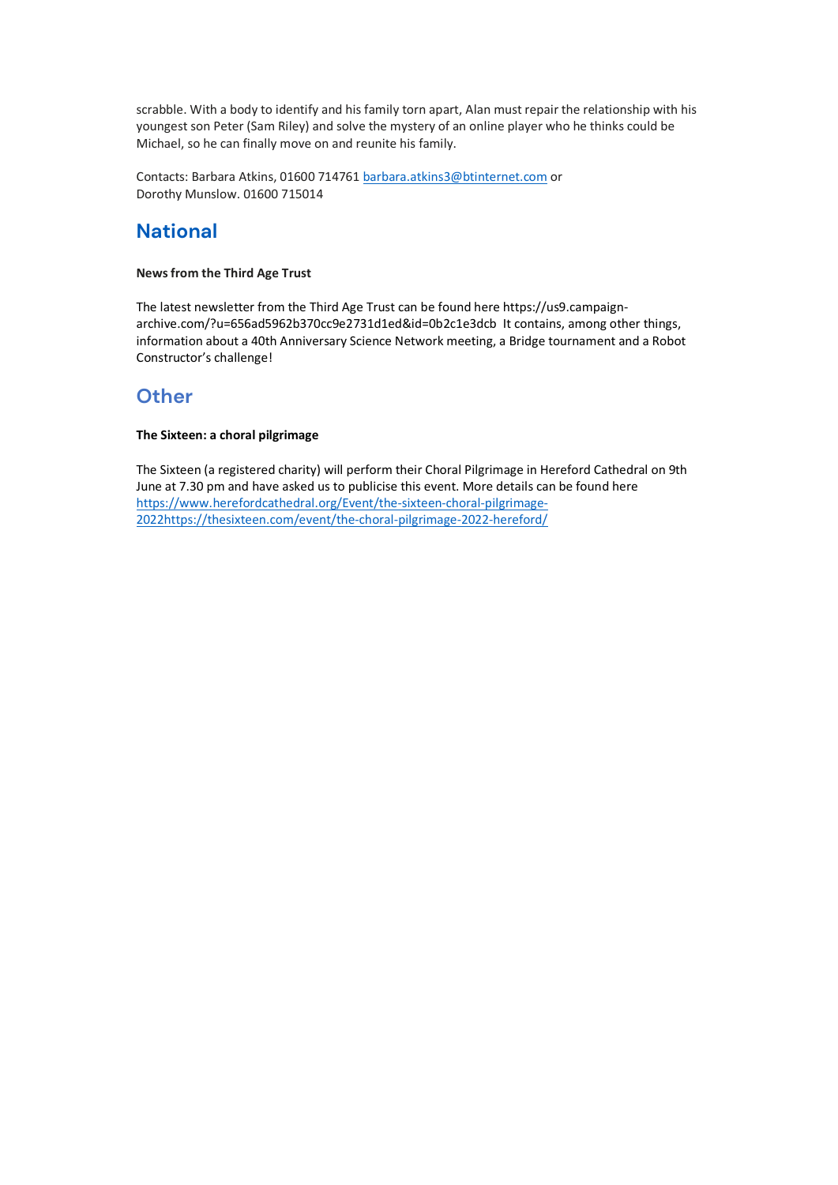scrabble. With a body to identify and his family torn apart, Alan must repair the relationship with his youngest son Peter (Sam Riley) and solve the mystery of an online player who he thinks could be Michael, so he can finally move on and reunite his family.

Contacts: Barbara Atkins, 01600 714761 barbara.atkins3@btinternet.com or
Dorothy Munslow. 01600 715014

## National

**News from the Third Age Trust**

The latest newsletter from the Third Age Trust can be found here https://us9.campaign-archive.com/?u=656ad5962b370cc9e2731d1ed&id=0b2c1e3dcb It contains, among other things, information about a 40th Anniversary Science Network meeting, a Bridge tournament and a Robot Constructor's challenge!

## Other

**The Sixteen: a choral pilgrimage**

The Sixteen (a registered charity) will perform their Choral Pilgrimage in Hereford Cathedral on 9th June at 7.30 pm and have asked us to publicise this event. More details can be found here https://www.herefordcathedral.org/Event/the-sixteen-choral-pilgrimage-2022https://thesixteen.com/event/the-choral-pilgrimage-2022-hereford/